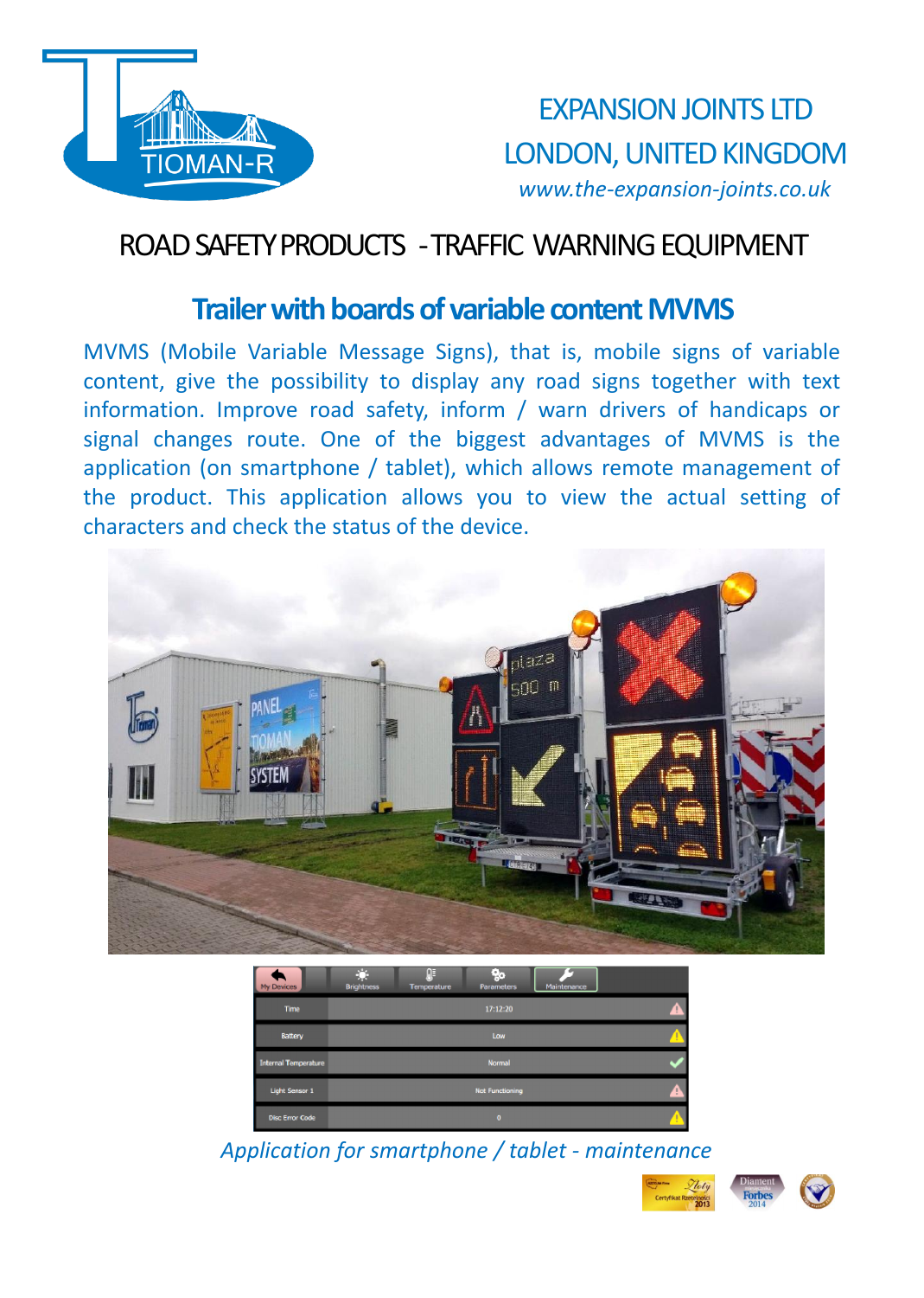EXPANSION JOINTS LTD

LONDON, UNITED KINGDOM

*www.the-expansion-joints.co.uk*

# ROAD SAFETY PRODUCTS - TRAFFIC WARNING EQUIPMENT

## Trailer with boards of variable content MVMS

MVMS (Mobile Variable Message Signs), that is, mobile signs of variable content, give the possibility to display any road signs together with text information. Improve road safety, inform / warn drivers of handicaps or signal changes route. One of the biggest advantages of MVMS is the application (on smartphone / tablet), which allows remote management of the product. This application allows you to view the actual setting of characters and check the status of the device.

*Application for smartphone / tablet - maintenance*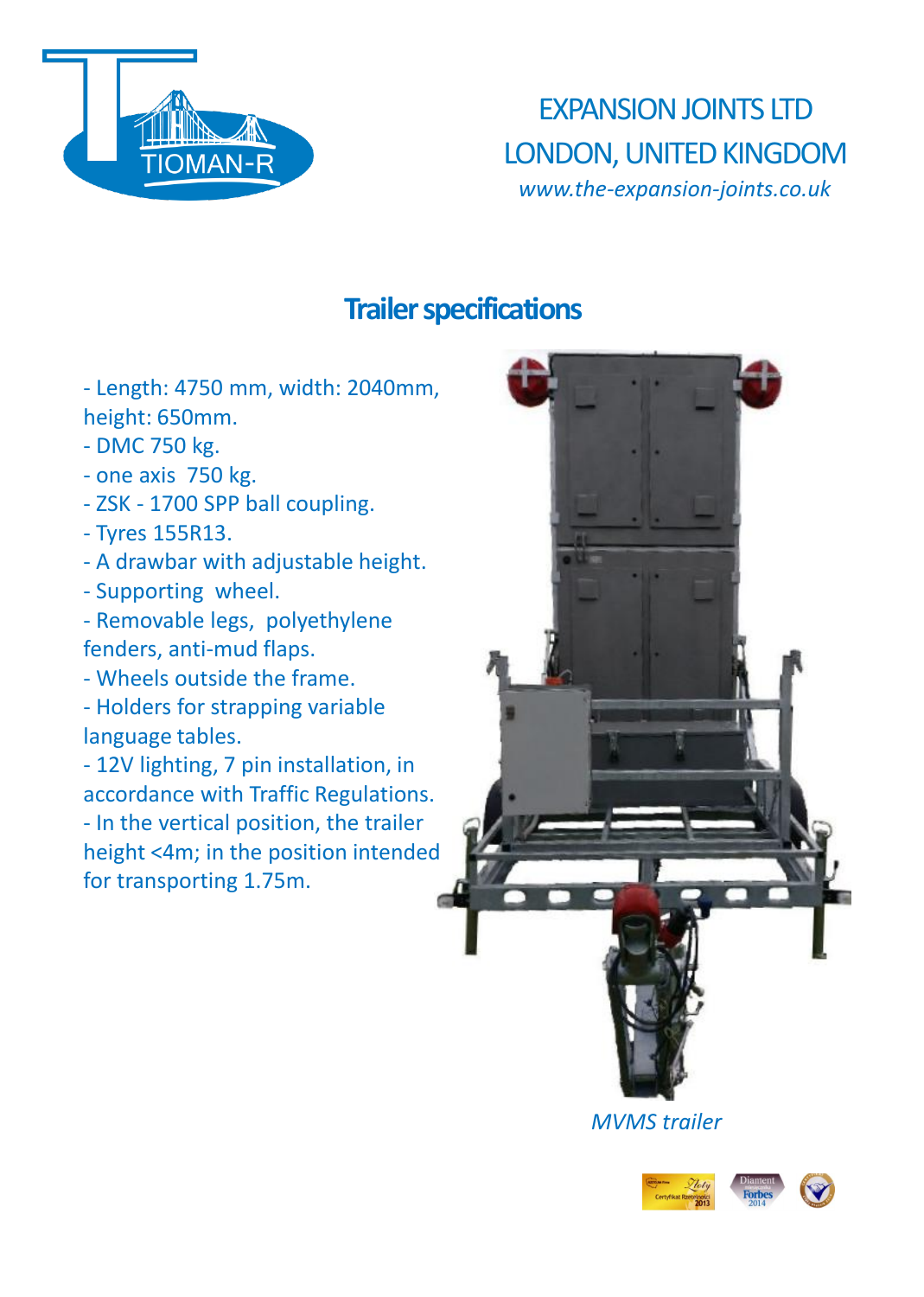EXPANSION JOINTS LTD
LONDON, UNITED KINGDOM
*www.the-expansion-joints.co.uk*

## Trailer specifications

- Length: 4750 mm, width: 2040mm, height: 650mm.
- DMC 750 kg.
- one axis 750 kg.
- ZSK - 1700 SPP ball coupling.
- Tyres 155R13.
- A drawbar with adjustable height.
- Supporting wheel.
- Removable legs, polyethylene fenders, anti-mud flaps.
- Wheels outside the frame.
- Holders for strapping variable language tables.
- 12V lighting, 7 pin installation, in accordance with Traffic Regulations.
- In the vertical position, the trailer height <4m; in the position intended for transporting 1.75m.

*MVMS trailer*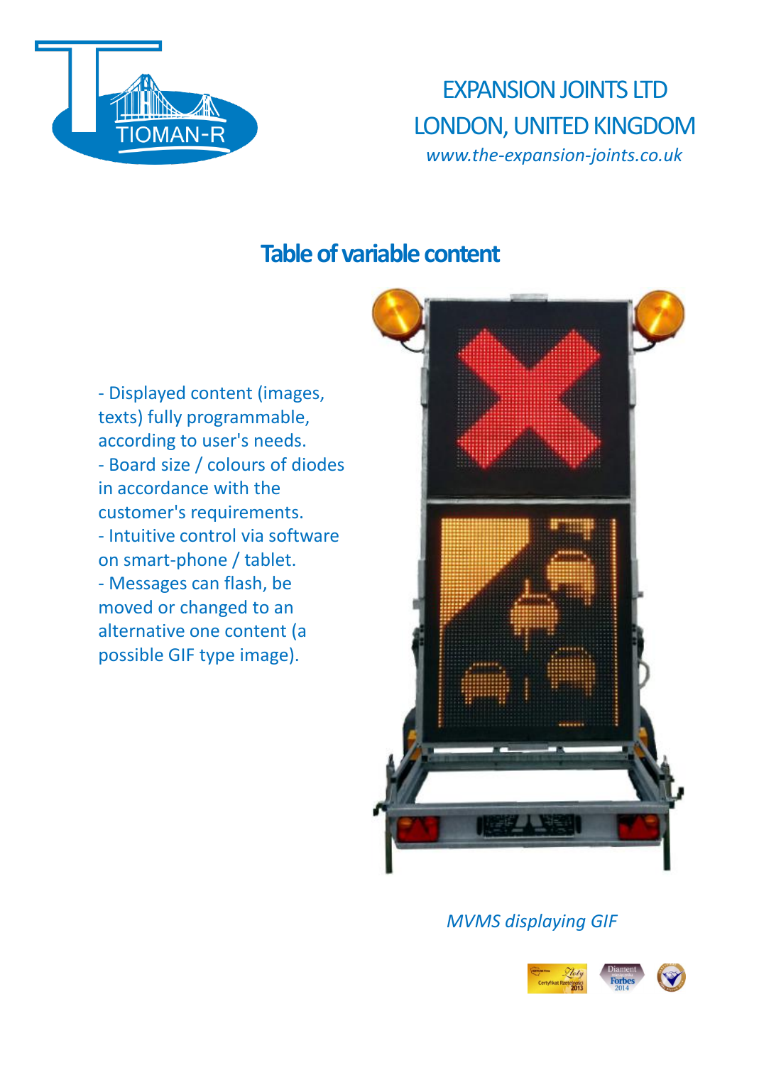EXPANSION JOINTS LTD
LONDON, UNITED KINGDOM
*www.the-expansion-joints.co.uk*

## Table of variable content

- Displayed content (images, texts) fully programmable, according to user's needs.
- Board size / colours of diodes in accordance with the customer's requirements.
- Intuitive control via software on smart-phone / tablet.
- Messages can flash, be moved or changed to an alternative one content (a possible GIF type image).

*MVMS displaying GIF*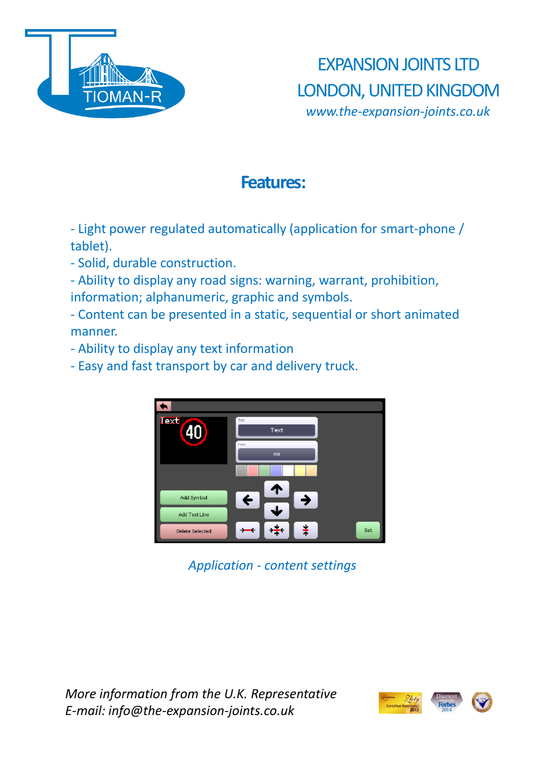EXPANSION JOINTS LTD
LONDON, UNITED KINGDOM
*www.the-expansion-joints.co.uk*

## Features:

- Light power regulated automatically (application for smart-phone / tablet).
- Solid, durable construction.
- Ability to display any road signs: warning, warrant, prohibition, information; alphanumeric, graphic and symbols.
- Content can be presented in a static, sequential or short animated manner.
- Ability to display any text information
- Easy and fast transport by car and delivery truck.

*Application - content settings*

*More information from the U.K. Representative*
*E-mail: info@the-expansion-joints.co.uk*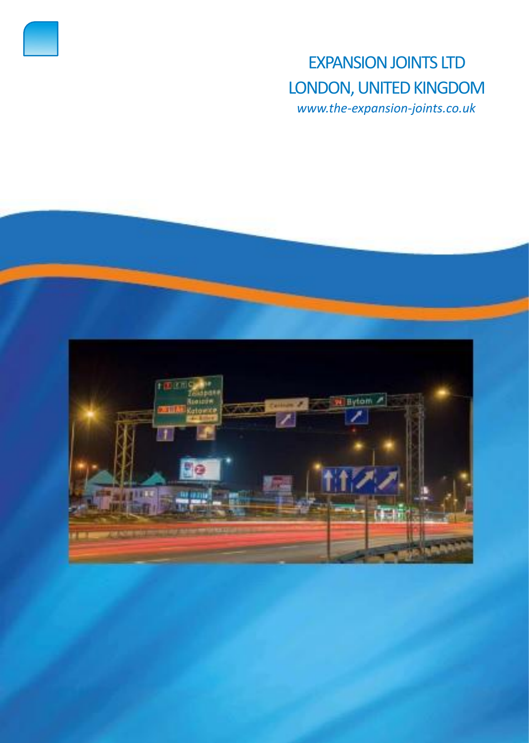EXPANSION JOINTS LTD

LONDON, UNITED KINGDOM

*www.the-expansion-joints.co.uk*